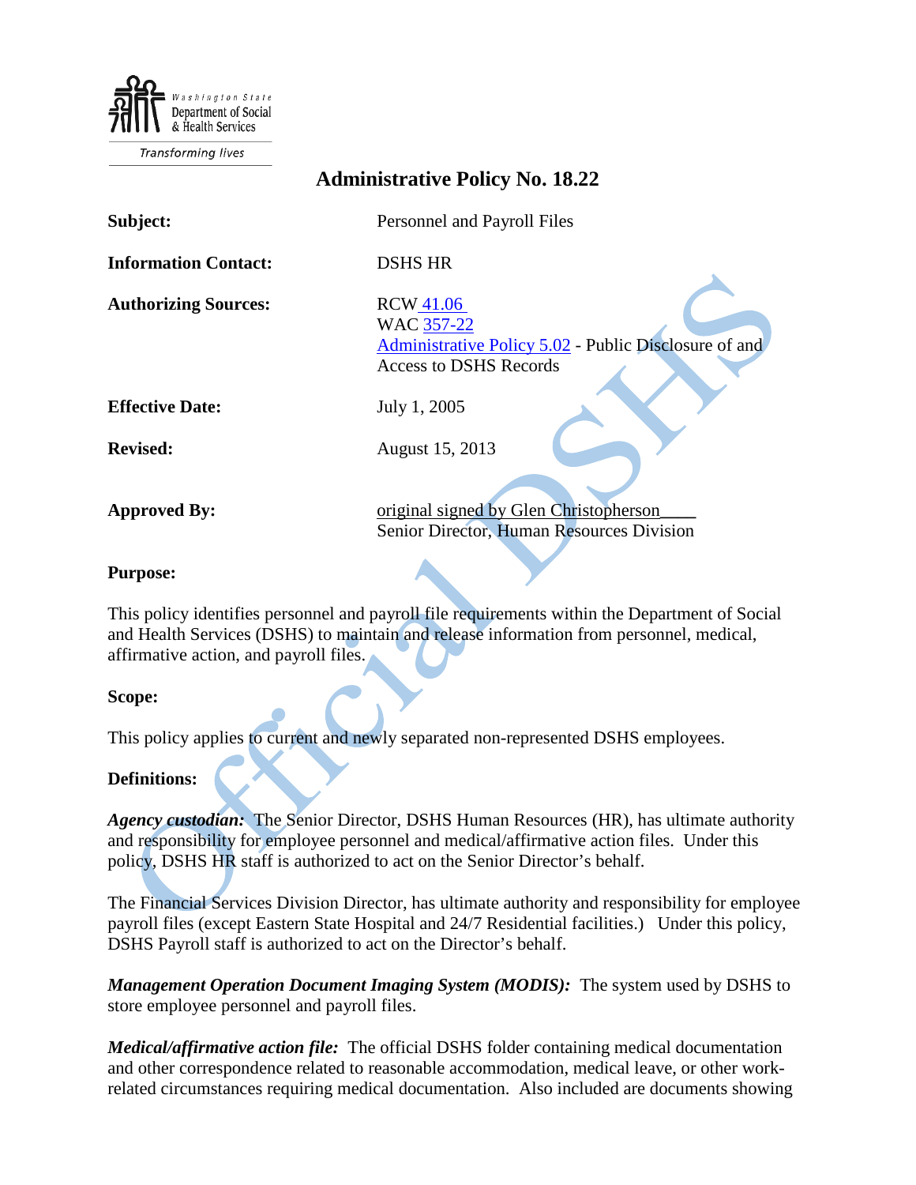# Administrative Policy No. 18.22

| | |
|---|---|
| **Subject:** | Personnel and Payroll Files |
| **Information Contact:** | DSHS HR |
| **Authorizing Sources:** | RCW 41.06<br>WAC 357-22<br>Administrative Policy 5.02 - Public Disclosure of and Access to DSHS Records |
| **Effective Date:** | July 1, 2005 |
| **Revised:** | August 15, 2013 |
| **Approved By:** | original signed by Glen Christopherson<br>Senior Director, Human Resources Division |

**Purpose:**

This policy identifies personnel and payroll file requirements within the Department of Social and Health Services (DSHS) to maintain and release information from personnel, medical, affirmative action, and payroll files.

**Scope:**

This policy applies to current and newly separated non-represented DSHS employees.

**Definitions:**

***Agency custodian:*** The Senior Director, DSHS Human Resources (HR), has ultimate authority and responsibility for employee personnel and medical/affirmative action files. Under this policy, DSHS HR staff is authorized to act on the Senior Director's behalf.

The Financial Services Division Director, has ultimate authority and responsibility for employee payroll files (except Eastern State Hospital and 24/7 Residential facilities.) Under this policy, DSHS Payroll staff is authorized to act on the Director's behalf.

***Management Operation Document Imaging System (MODIS):*** The system used by DSHS to store employee personnel and payroll files.

***Medical/affirmative action file:*** The official DSHS folder containing medical documentation and other correspondence related to reasonable accommodation, medical leave, or other work-related circumstances requiring medical documentation. Also included are documents showing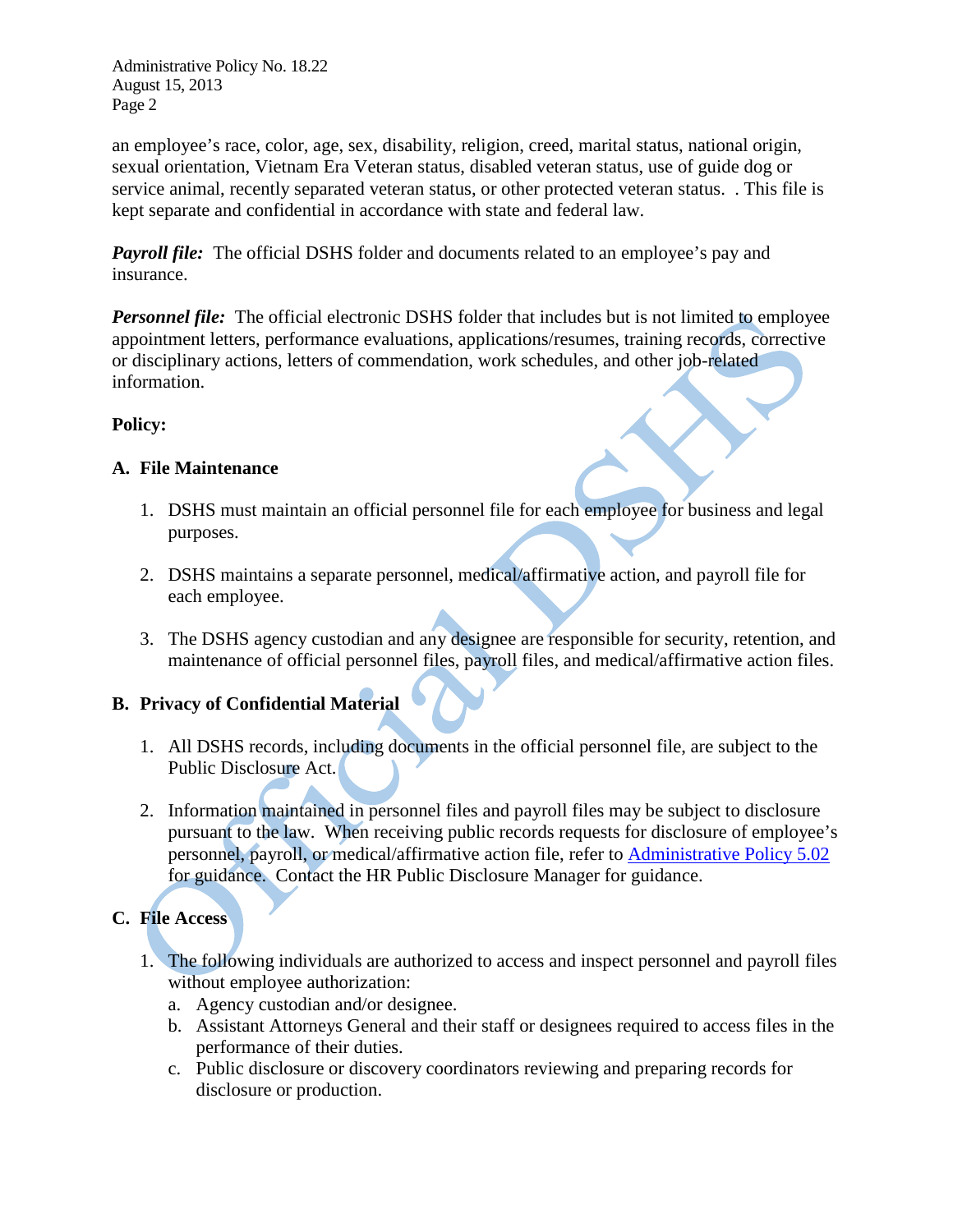an employee's race, color, age, sex, disability, religion, creed, marital status, national origin, sexual orientation, Vietnam Era Veteran status, disabled veteran status, use of guide dog or service animal, recently separated veteran status, or other protected veteran status. . This file is kept separate and confidential in accordance with state and federal law.

***Payroll file:*** The official DSHS folder and documents related to an employee's pay and insurance.

***Personnel file:*** The official electronic DSHS folder that includes but is not limited to employee appointment letters, performance evaluations, applications/resumes, training records, corrective or disciplinary actions, letters of commendation, work schedules, and other job-related information.

**Policy:**

**A. File Maintenance**

1. DSHS must maintain an official personnel file for each employee for business and legal purposes.

2. DSHS maintains a separate personnel, medical/affirmative action, and payroll file for each employee.

3. The DSHS agency custodian and any designee are responsible for security, retention, and maintenance of official personnel files, payroll files, and medical/affirmative action files.

**B. Privacy of Confidential Material**

1. All DSHS records, including documents in the official personnel file, are subject to the Public Disclosure Act.

2. Information maintained in personnel files and payroll files may be subject to disclosure pursuant to the law. When receiving public records requests for disclosure of employee's personnel, payroll, or medical/affirmative action file, refer to Administrative Policy 5.02 for guidance. Contact the HR Public Disclosure Manager for guidance.

**C. File Access**

1. The following individuals are authorized to access and inspect personnel and payroll files without employee authorization:
   a. Agency custodian and/or designee.
   b. Assistant Attorneys General and their staff or designees required to access files in the performance of their duties.
   c. Public disclosure or discovery coordinators reviewing and preparing records for disclosure or production.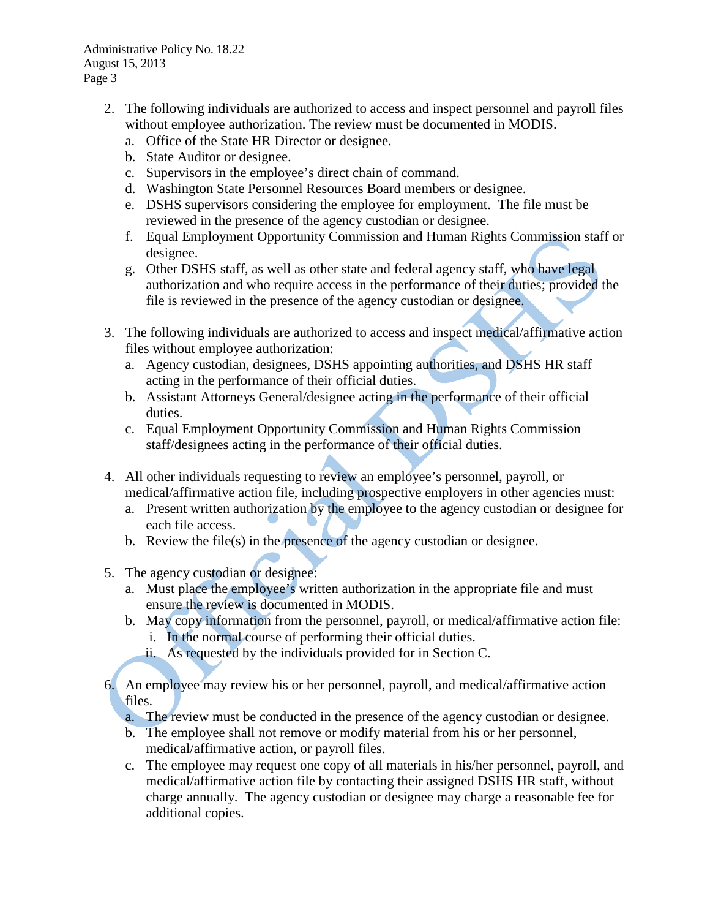2. The following individuals are authorized to access and inspect personnel and payroll files without employee authorization. The review must be documented in MODIS.
   a. Office of the State HR Director or designee.
   b. State Auditor or designee.
   c. Supervisors in the employee's direct chain of command.
   d. Washington State Personnel Resources Board members or designee.
   e. DSHS supervisors considering the employee for employment. The file must be reviewed in the presence of the agency custodian or designee.
   f. Equal Employment Opportunity Commission and Human Rights Commission staff or designee.
   g. Other DSHS staff, as well as other state and federal agency staff, who have legal authorization and who require access in the performance of their duties; provided the file is reviewed in the presence of the agency custodian or designee.

3. The following individuals are authorized to access and inspect medical/affirmative action files without employee authorization:
   a. Agency custodian, designees, DSHS appointing authorities, and DSHS HR staff acting in the performance of their official duties.
   b. Assistant Attorneys General/designee acting in the performance of their official duties.
   c. Equal Employment Opportunity Commission and Human Rights Commission staff/designees acting in the performance of their official duties.

4. All other individuals requesting to review an employee's personnel, payroll, or medical/affirmative action file, including prospective employers in other agencies must:
   a. Present written authorization by the employee to the agency custodian or designee for each file access.
   b. Review the file(s) in the presence of the agency custodian or designee.

5. The agency custodian or designee:
   a. Must place the employee's written authorization in the appropriate file and must ensure the review is documented in MODIS.
   b. May copy information from the personnel, payroll, or medical/affirmative action file:
      i. In the normal course of performing their official duties.
      ii. As requested by the individuals provided for in Section C.

6. An employee may review his or her personnel, payroll, and medical/affirmative action files.
   a. The review must be conducted in the presence of the agency custodian or designee.
   b. The employee shall not remove or modify material from his or her personnel, medical/affirmative action, or payroll files.
   c. The employee may request one copy of all materials in his/her personnel, payroll, and medical/affirmative action file by contacting their assigned DSHS HR staff, without charge annually. The agency custodian or designee may charge a reasonable fee for additional copies.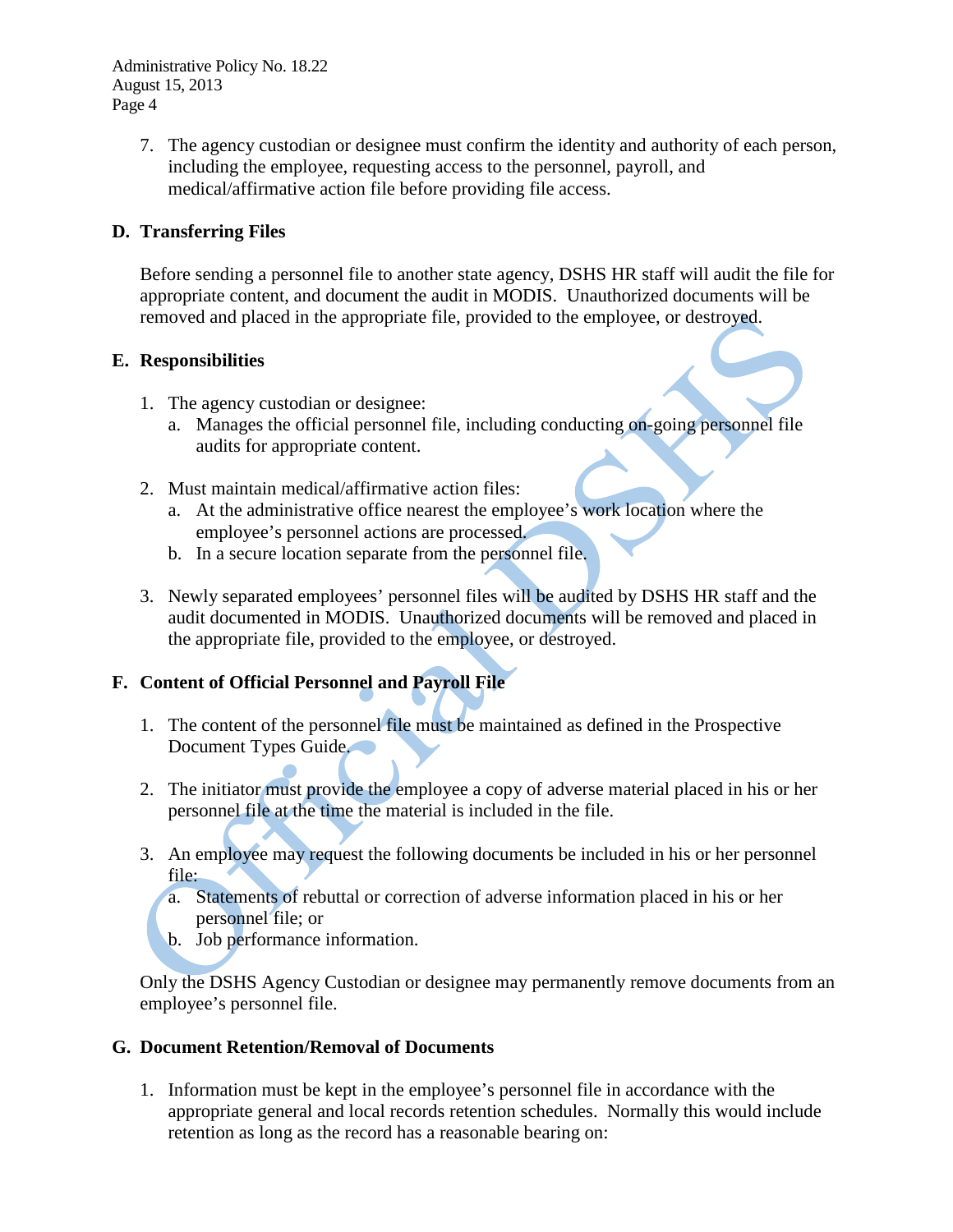7. The agency custodian or designee must confirm the identity and authority of each person, including the employee, requesting access to the personnel, payroll, and medical/affirmative action file before providing file access.

## D. Transferring Files

Before sending a personnel file to another state agency, DSHS HR staff will audit the file for appropriate content, and document the audit in MODIS. Unauthorized documents will be removed and placed in the appropriate file, provided to the employee, or destroyed.

## E. Responsibilities

1. The agency custodian or designee:
   a. Manages the official personnel file, including conducting on-going personnel file audits for appropriate content.

2. Must maintain medical/affirmative action files:
   a. At the administrative office nearest the employee's work location where the employee's personnel actions are processed.
   b. In a secure location separate from the personnel file.

3. Newly separated employees' personnel files will be audited by DSHS HR staff and the audit documented in MODIS. Unauthorized documents will be removed and placed in the appropriate file, provided to the employee, or destroyed.

## F. Content of Official Personnel and Payroll File

1. The content of the personnel file must be maintained as defined in the Prospective Document Types Guide.

2. The initiator must provide the employee a copy of adverse material placed in his or her personnel file at the time the material is included in the file.

3. An employee may request the following documents be included in his or her personnel file:
   a. Statements of rebuttal or correction of adverse information placed in his or her personnel file; or
   b. Job performance information.

Only the DSHS Agency Custodian or designee may permanently remove documents from an employee's personnel file.

## G. Document Retention/Removal of Documents

1. Information must be kept in the employee's personnel file in accordance with the appropriate general and local records retention schedules. Normally this would include retention as long as the record has a reasonable bearing on: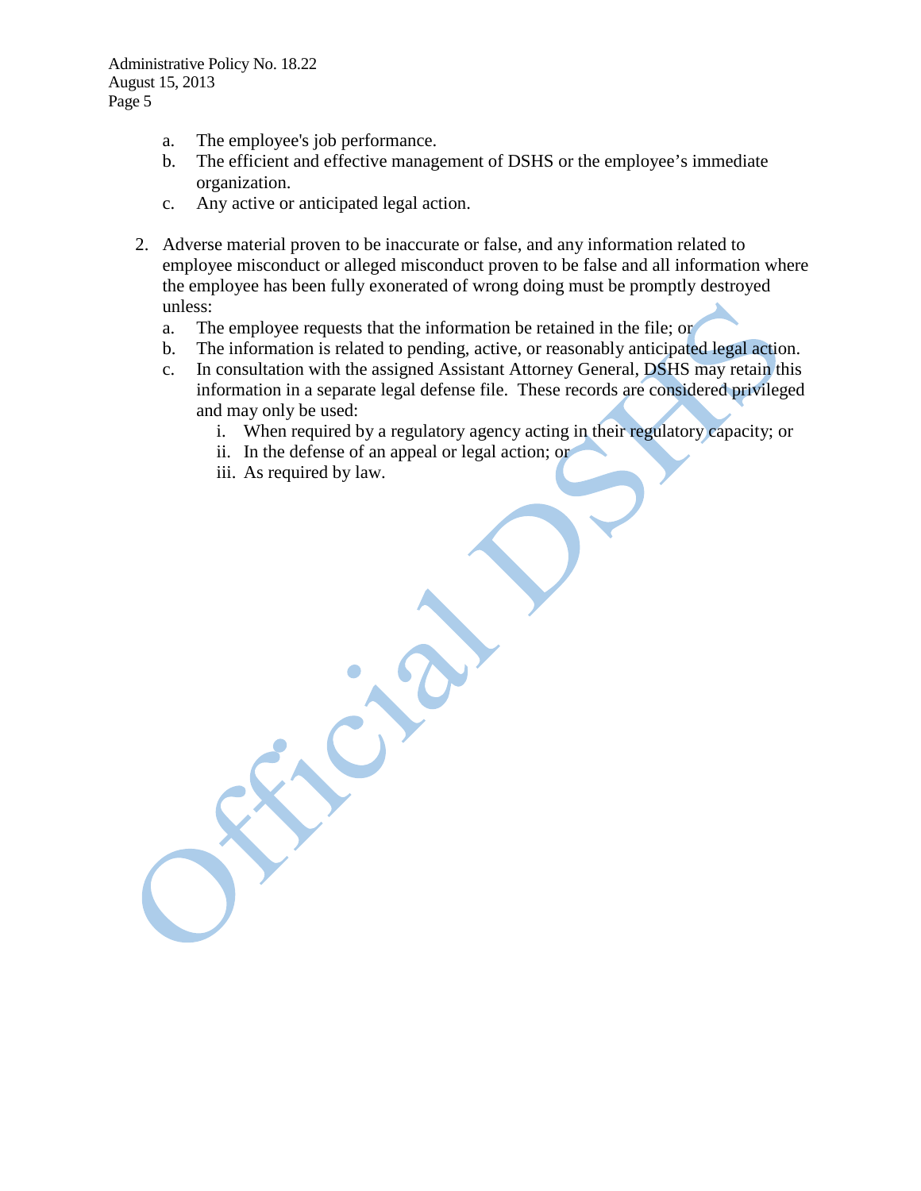a. The employee's job performance.
b. The efficient and effective management of DSHS or the employee's immediate organization.
c. Any active or anticipated legal action.

2. Adverse material proven to be inaccurate or false, and any information related to employee misconduct or alleged misconduct proven to be false and all information where the employee has been fully exonerated of wrong doing must be promptly destroyed unless:
   a. The employee requests that the information be retained in the file; or
   b. The information is related to pending, active, or reasonably anticipated legal action.
   c. In consultation with the assigned Assistant Attorney General, DSHS may retain this information in a separate legal defense file. These records are considered privileged and may only be used:
      i. When required by a regulatory agency acting in their regulatory capacity; or
      ii. In the defense of an appeal or legal action; or
      iii. As required by law.